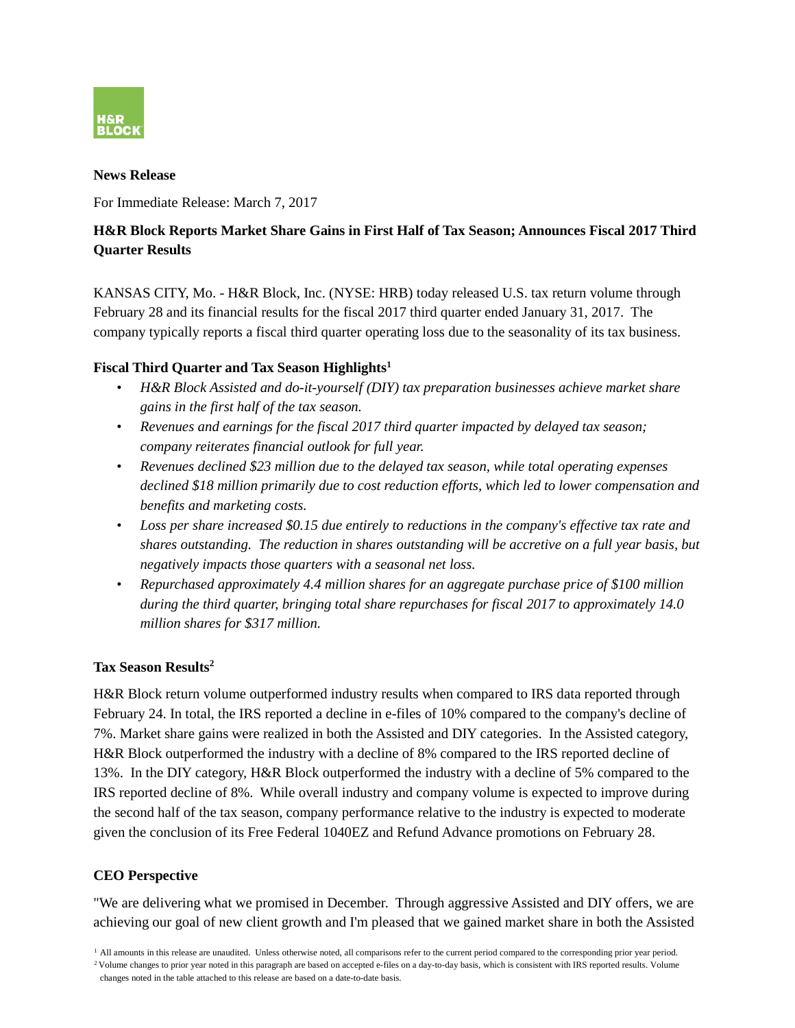**News Release**

For Immediate Release: March 7, 2017

**H&R Block Reports Market Share Gains in First Half of Tax Season; Announces Fiscal 2017 Third Quarter Results**

KANSAS CITY, Mo. - H&R Block, Inc. (NYSE: HRB) today released U.S. tax return volume through February 28 and its financial results for the fiscal 2017 third quarter ended January 31, 2017. The company typically reports a fiscal third quarter operating loss due to the seasonality of its tax business.

**Fiscal Third Quarter and Tax Season Highlights[1]**

- *H&R Block Assisted and do-it-yourself (DIY) tax preparation businesses achieve market share gains in the first half of the tax season.*
- *Revenues and earnings for the fiscal 2017 third quarter impacted by delayed tax season; company reiterates financial outlook for full year.*
- *Revenues declined $23 million due to the delayed tax season, while total operating expenses declined $18 million primarily due to cost reduction efforts, which led to lower compensation and benefits and marketing costs.*
- *Loss per share increased $0.15 due entirely to reductions in the company's effective tax rate and shares outstanding. The reduction in shares outstanding will be accretive on a full year basis, but negatively impacts those quarters with a seasonal net loss.*
- *Repurchased approximately 4.4 million shares for an aggregate purchase price of $100 million during the third quarter, bringing total share repurchases for fiscal 2017 to approximately 14.0 million shares for $317 million.*

**Tax Season Results[2]**

H&R Block return volume outperformed industry results when compared to IRS data reported through February 24. In total, the IRS reported a decline in e-files of 10% compared to the company's decline of 7%. Market share gains were realized in both the Assisted and DIY categories. In the Assisted category, H&R Block outperformed the industry with a decline of 8% compared to the IRS reported decline of 13%. In the DIY category, H&R Block outperformed the industry with a decline of 5% compared to the IRS reported decline of 8%. While overall industry and company volume is expected to improve during the second half of the tax season, company performance relative to the industry is expected to moderate given the conclusion of its Free Federal 1040EZ and Refund Advance promotions on February 28.

**CEO Perspective**

"We are delivering what we promised in December. Through aggressive Assisted and DIY offers, we are achieving our goal of new client growth and I'm pleased that we gained market share in both the Assisted

[1] All amounts in this release are unaudited. Unless otherwise noted, all comparisons refer to the current period compared to the corresponding prior year period.

[2] Volume changes to prior year noted in this paragraph are based on accepted e-files on a day-to-day basis, which is consistent with IRS reported results. Volume changes noted in the table attached to this release are based on a date-to-date basis.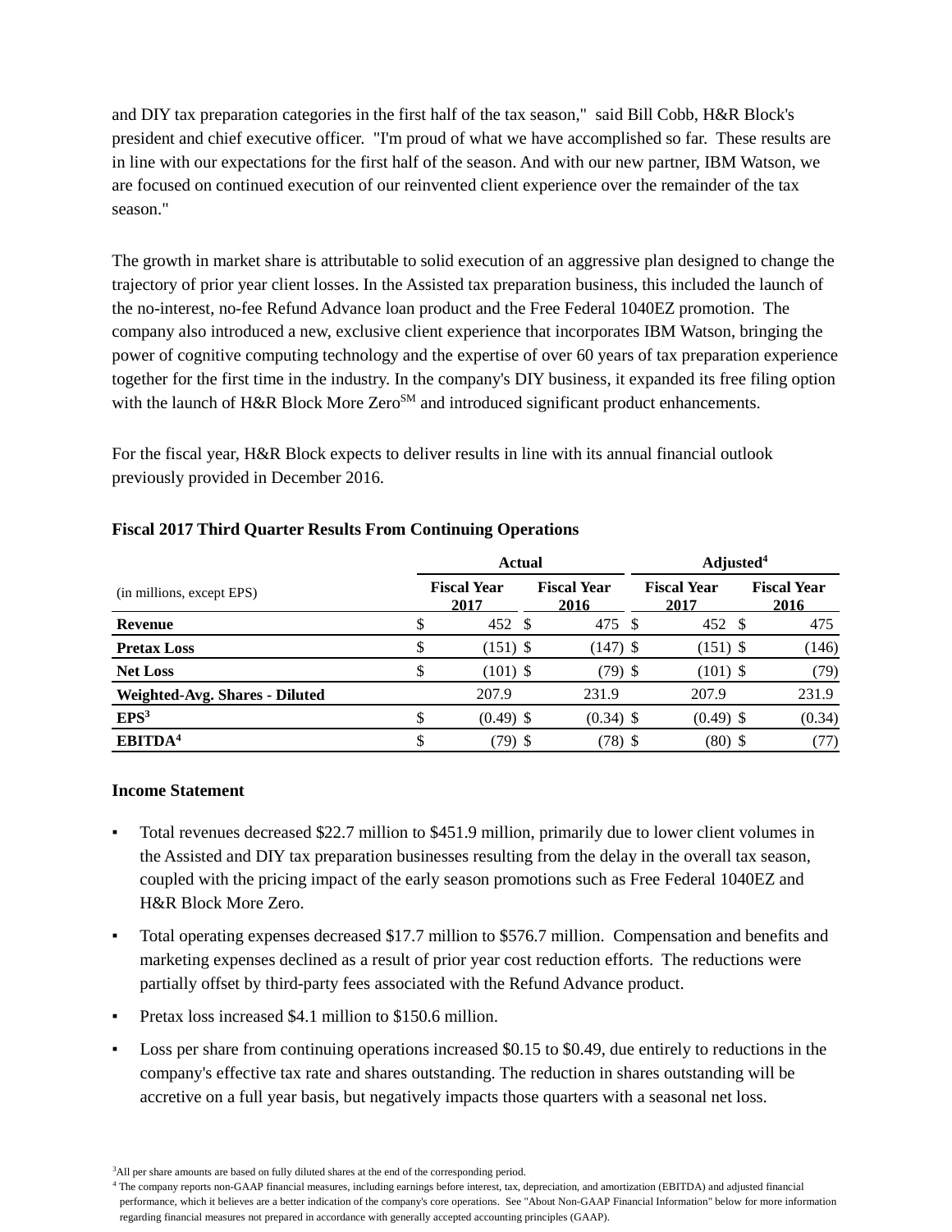and DIY tax preparation categories in the first half of the tax season," said Bill Cobb, H&R Block's president and chief executive officer. "I'm proud of what we have accomplished so far. These results are in line with our expectations for the first half of the season. And with our new partner, IBM Watson, we are focused on continued execution of our reinvented client experience over the remainder of the tax season."

The growth in market share is attributable to solid execution of an aggressive plan designed to change the trajectory of prior year client losses. In the Assisted tax preparation business, this included the launch of the no-interest, no-fee Refund Advance loan product and the Free Federal 1040EZ promotion. The company also introduced a new, exclusive client experience that incorporates IBM Watson, bringing the power of cognitive computing technology and the expertise of over 60 years of tax preparation experience together for the first time in the industry. In the company's DIY business, it expanded its free filing option with the launch of H&R Block More Zero℠ and introduced significant product enhancements.

For the fiscal year, H&R Block expects to deliver results in line with its annual financial outlook previously provided in December 2016.

**Fiscal 2017 Third Quarter Results From Continuing Operations**

| | Actual | | Adjusted[4] | |
|---|---|---|---|---|
| (in millions, except EPS) | Fiscal Year 2017 | Fiscal Year 2016 | Fiscal Year 2017 | Fiscal Year 2016 |
| **Revenue** | $ 452 | $ 475 | $ 452 | $ 475 |
| **Pretax Loss** | $ (151) | $ (147) | $ (151) | $ (146) |
| **Net Loss** | $ (101) | $ (79) | $ (101) | $ (79) |
| **Weighted-Avg. Shares - Diluted** | 207.9 | 231.9 | 207.9 | 231.9 |
| **EPS[3]** | $ (0.49) | $ (0.34) | $ (0.49) | $ (0.34) |
| **EBITDA[4]** | $ (79) | $ (78) | $ (80) | $ (77) |

**Income Statement**

- Total revenues decreased $22.7 million to $451.9 million, primarily due to lower client volumes in the Assisted and DIY tax preparation businesses resulting from the delay in the overall tax season, coupled with the pricing impact of the early season promotions such as Free Federal 1040EZ and H&R Block More Zero.
- Total operating expenses decreased $17.7 million to $576.7 million. Compensation and benefits and marketing expenses declined as a result of prior year cost reduction efforts. The reductions were partially offset by third-party fees associated with the Refund Advance product.
- Pretax loss increased $4.1 million to $150.6 million.
- Loss per share from continuing operations increased $0.15 to $0.49, due entirely to reductions in the company's effective tax rate and shares outstanding. The reduction in shares outstanding will be accretive on a full year basis, but negatively impacts those quarters with a seasonal net loss.

[3]All per share amounts are based on fully diluted shares at the end of the corresponding period.

[4] The company reports non-GAAP financial measures, including earnings before interest, tax, depreciation, and amortization (EBITDA) and adjusted financial performance, which it believes are a better indication of the company's core operations. See "About Non-GAAP Financial Information" below for more information regarding financial measures not prepared in accordance with generally accepted accounting principles (GAAP).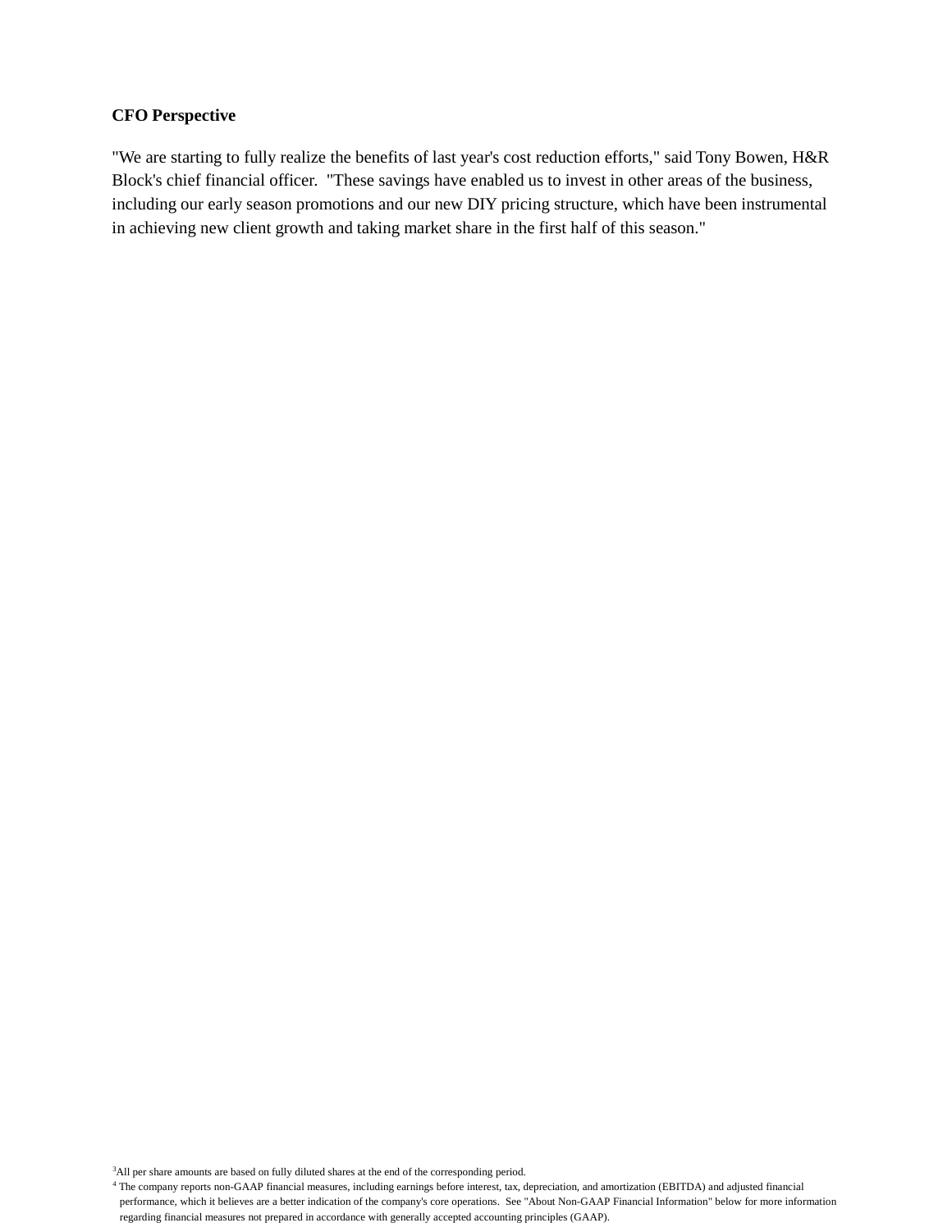**CFO Perspective**

"We are starting to fully realize the benefits of last year's cost reduction efforts," said Tony Bowen, H&R Block's chief financial officer. "These savings have enabled us to invest in other areas of the business, including our early season promotions and our new DIY pricing structure, which have been instrumental in achieving new client growth and taking market share in the first half of this season."

[3] All per share amounts are based on fully diluted shares at the end of the corresponding period.

[4] The company reports non-GAAP financial measures, including earnings before interest, tax, depreciation, and amortization (EBITDA) and adjusted financial performance, which it believes are a better indication of the company's core operations. See "About Non-GAAP Financial Information" below for more information regarding financial measures not prepared in accordance with generally accepted accounting principles (GAAP).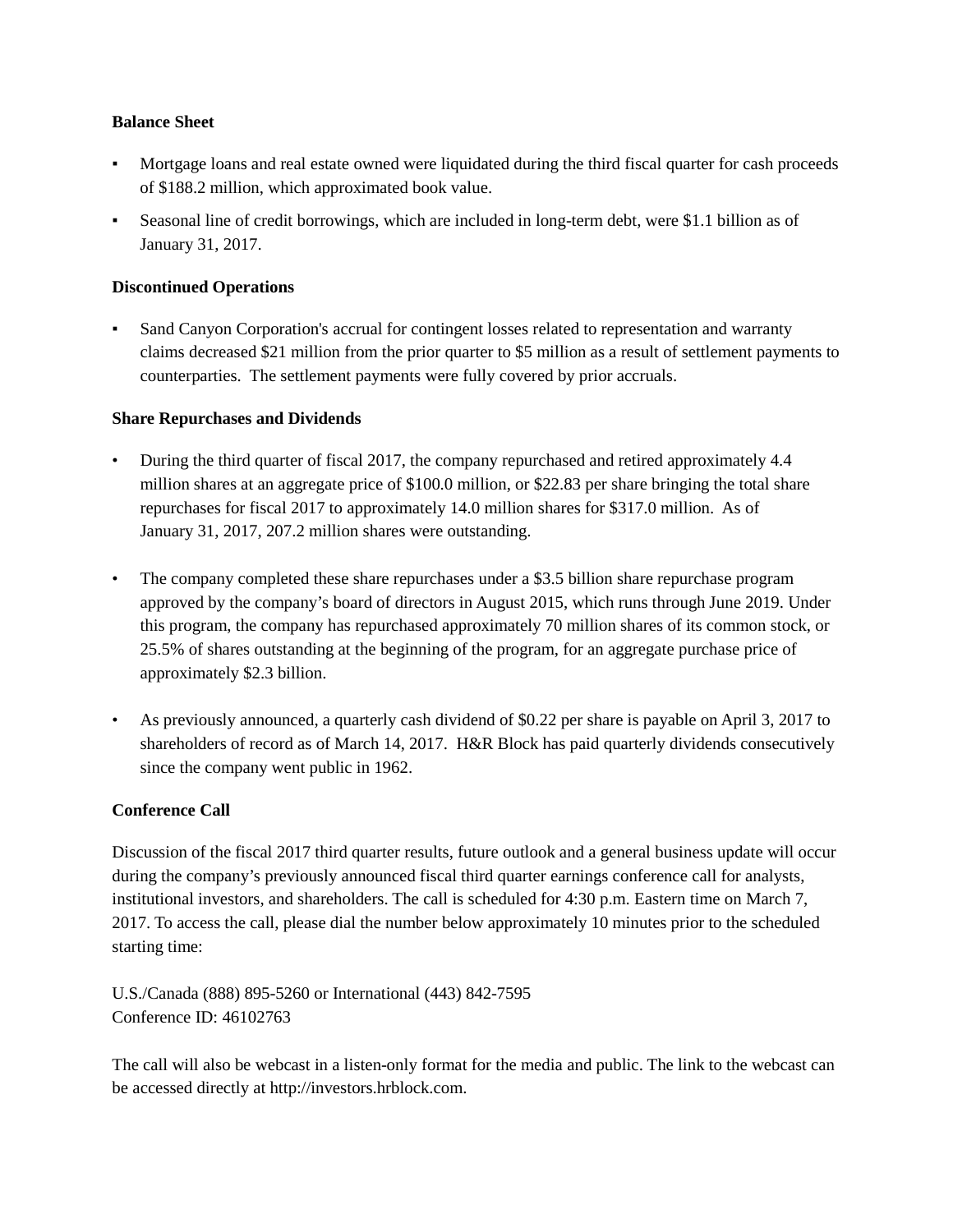**Balance Sheet**

- Mortgage loans and real estate owned were liquidated during the third fiscal quarter for cash proceeds of $188.2 million, which approximated book value.
- Seasonal line of credit borrowings, which are included in long-term debt, were $1.1 billion as of January 31, 2017.

**Discontinued Operations**

- Sand Canyon Corporation's accrual for contingent losses related to representation and warranty claims decreased $21 million from the prior quarter to $5 million as a result of settlement payments to counterparties. The settlement payments were fully covered by prior accruals.

**Share Repurchases and Dividends**

- During the third quarter of fiscal 2017, the company repurchased and retired approximately 4.4 million shares at an aggregate price of $100.0 million, or $22.83 per share bringing the total share repurchases for fiscal 2017 to approximately 14.0 million shares for $317.0 million. As of January 31, 2017, 207.2 million shares were outstanding.
- The company completed these share repurchases under a $3.5 billion share repurchase program approved by the company's board of directors in August 2015, which runs through June 2019. Under this program, the company has repurchased approximately 70 million shares of its common stock, or 25.5% of shares outstanding at the beginning of the program, for an aggregate purchase price of approximately $2.3 billion.
- As previously announced, a quarterly cash dividend of $0.22 per share is payable on April 3, 2017 to shareholders of record as of March 14, 2017. H&R Block has paid quarterly dividends consecutively since the company went public in 1962.

**Conference Call**

Discussion of the fiscal 2017 third quarter results, future outlook and a general business update will occur during the company's previously announced fiscal third quarter earnings conference call for analysts, institutional investors, and shareholders. The call is scheduled for 4:30 p.m. Eastern time on March 7, 2017. To access the call, please dial the number below approximately 10 minutes prior to the scheduled starting time:

U.S./Canada (888) 895-5260 or International (443) 842-7595
Conference ID: 46102763

The call will also be webcast in a listen-only format for the media and public. The link to the webcast can be accessed directly at http://investors.hrblock.com.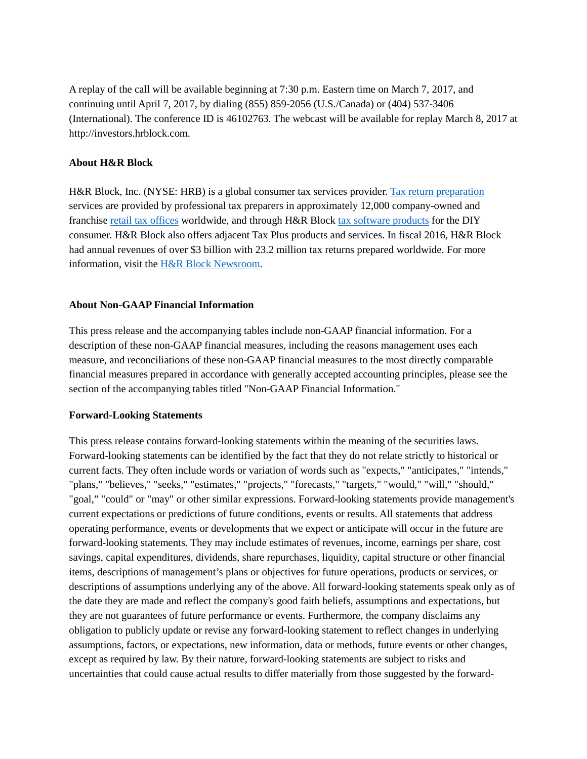A replay of the call will be available beginning at 7:30 p.m. Eastern time on March 7, 2017, and continuing until April 7, 2017, by dialing (855) 859-2056 (U.S./Canada) or (404) 537-3406 (International). The conference ID is 46102763. The webcast will be available for replay March 8, 2017 at http://investors.hrblock.com.

**About H&R Block**

H&R Block, Inc. (NYSE: HRB) is a global consumer tax services provider. Tax return preparation services are provided by professional tax preparers in approximately 12,000 company-owned and franchise retail tax offices worldwide, and through H&R Block tax software products for the DIY consumer. H&R Block also offers adjacent Tax Plus products and services. In fiscal 2016, H&R Block had annual revenues of over $3 billion with 23.2 million tax returns prepared worldwide. For more information, visit the H&R Block Newsroom.

**About Non-GAAP Financial Information**

This press release and the accompanying tables include non-GAAP financial information. For a description of these non-GAAP financial measures, including the reasons management uses each measure, and reconciliations of these non-GAAP financial measures to the most directly comparable financial measures prepared in accordance with generally accepted accounting principles, please see the section of the accompanying tables titled "Non-GAAP Financial Information."

**Forward-Looking Statements**

This press release contains forward-looking statements within the meaning of the securities laws. Forward-looking statements can be identified by the fact that they do not relate strictly to historical or current facts. They often include words or variation of words such as "expects," "anticipates," "intends," "plans," "believes," "seeks," "estimates," "projects," "forecasts," "targets," "would," "will," "should," "goal," "could" or "may" or other similar expressions. Forward-looking statements provide management's current expectations or predictions of future conditions, events or results. All statements that address operating performance, events or developments that we expect or anticipate will occur in the future are forward-looking statements. They may include estimates of revenues, income, earnings per share, cost savings, capital expenditures, dividends, share repurchases, liquidity, capital structure or other financial items, descriptions of management's plans or objectives for future operations, products or services, or descriptions of assumptions underlying any of the above. All forward-looking statements speak only as of the date they are made and reflect the company's good faith beliefs, assumptions and expectations, but they are not guarantees of future performance or events. Furthermore, the company disclaims any obligation to publicly update or revise any forward-looking statement to reflect changes in underlying assumptions, factors, or expectations, new information, data or methods, future events or other changes, except as required by law. By their nature, forward-looking statements are subject to risks and uncertainties that could cause actual results to differ materially from those suggested by the forward-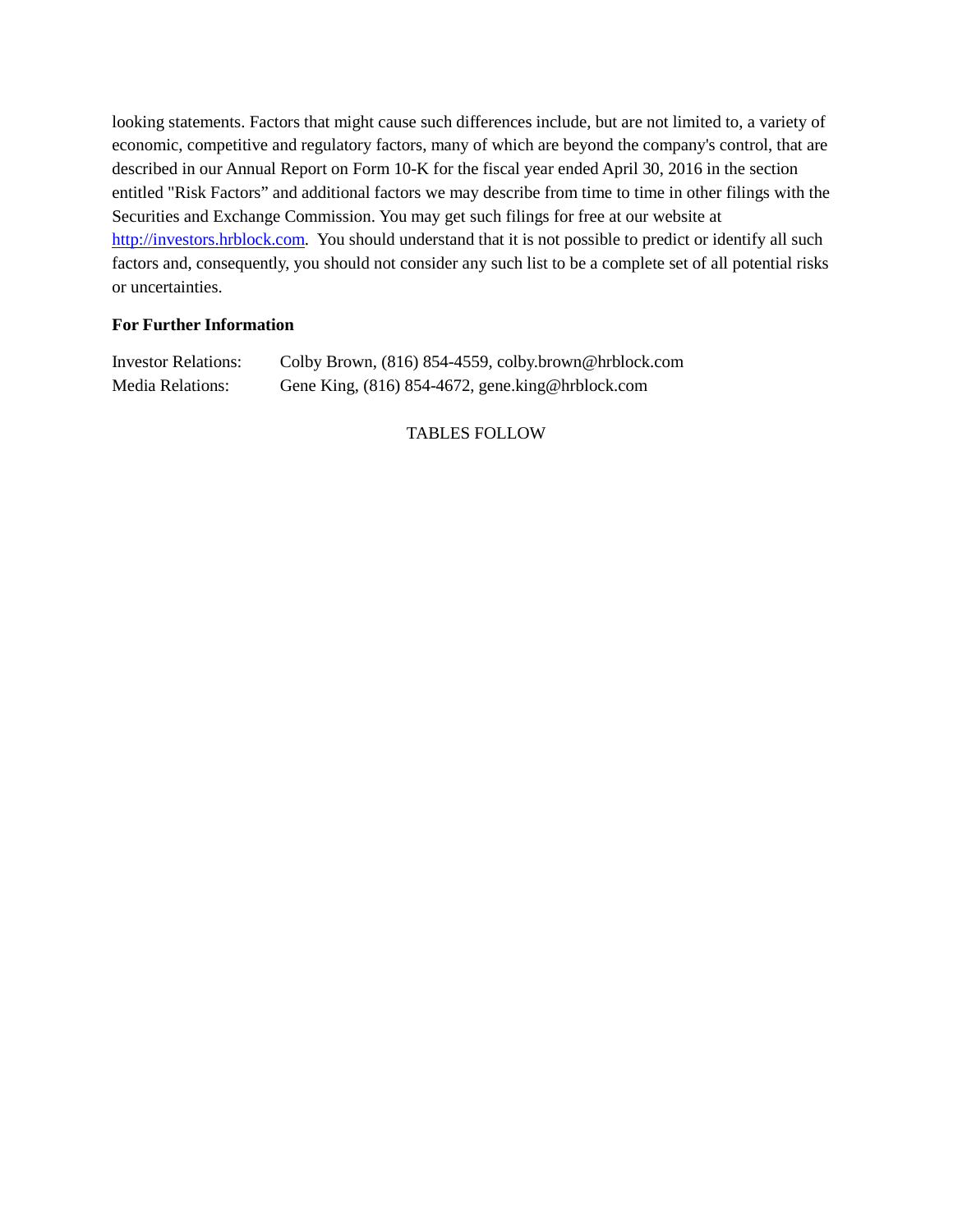looking statements. Factors that might cause such differences include, but are not limited to, a variety of economic, competitive and regulatory factors, many of which are beyond the company's control, that are described in our Annual Report on Form 10-K for the fiscal year ended April 30, 2016 in the section entitled "Risk Factors" and additional factors we may describe from time to time in other filings with the Securities and Exchange Commission. You may get such filings for free at our website at http://investors.hrblock.com. You should understand that it is not possible to predict or identify all such factors and, consequently, you should not consider any such list to be a complete set of all potential risks or uncertainties.

**For Further Information**

Investor Relations: Colby Brown, (816) 854-4559, colby.brown@hrblock.com
Media Relations: Gene King, (816) 854-4672, gene.king@hrblock.com

TABLES FOLLOW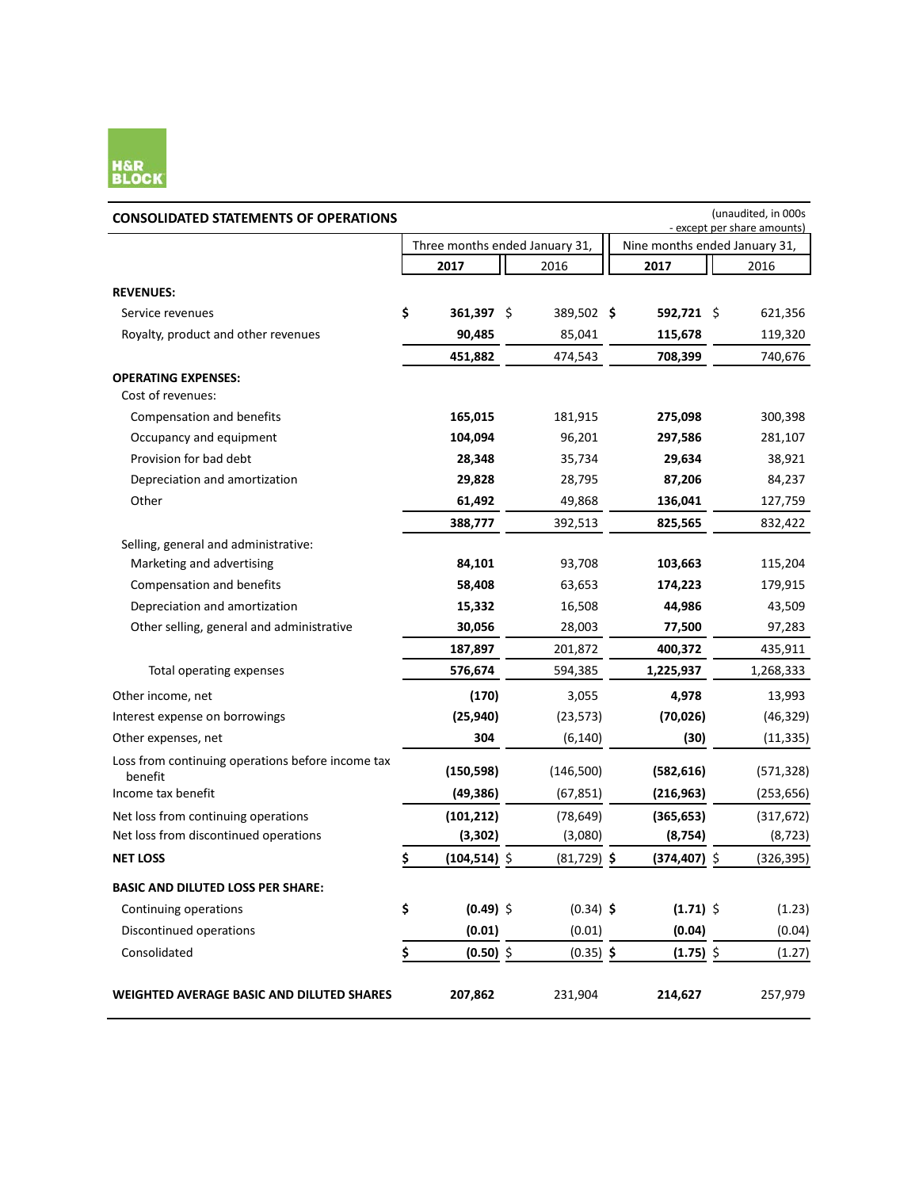H&R BLOCK

## CONSOLIDATED STATEMENTS OF OPERATIONS

(unaudited, in 000s - except per share amounts)

| | Three months ended January 31, | | Nine months ended January 31, | |
|---|---|---|---|---|
| | **2017** | 2016 | **2017** | 2016 |
| **REVENUES:** | | | | |
| Service revenues | **$ 361,397** | $ 389,502 | **$ 592,721** | $ 621,356 |
| Royalty, product and other revenues | **90,485** | 85,041 | **115,678** | 119,320 |
| | **451,882** | 474,543 | **708,399** | 740,676 |
| **OPERATING EXPENSES:** | | | | |
| Cost of revenues: | | | | |
| Compensation and benefits | **165,015** | 181,915 | **275,098** | 300,398 |
| Occupancy and equipment | **104,094** | 96,201 | **297,586** | 281,107 |
| Provision for bad debt | **28,348** | 35,734 | **29,634** | 38,921 |
| Depreciation and amortization | **29,828** | 28,795 | **87,206** | 84,237 |
| Other | **61,492** | 49,868 | **136,041** | 127,759 |
| | **388,777** | 392,513 | **825,565** | 832,422 |
| Selling, general and administrative: | | | | |
| Marketing and advertising | **84,101** | 93,708 | **103,663** | 115,204 |
| Compensation and benefits | **58,408** | 63,653 | **174,223** | 179,915 |
| Depreciation and amortization | **15,332** | 16,508 | **44,986** | 43,509 |
| Other selling, general and administrative | **30,056** | 28,003 | **77,500** | 97,283 |
| | **187,897** | 201,872 | **400,372** | 435,911 |
| Total operating expenses | **576,674** | 594,385 | **1,225,937** | 1,268,333 |
| Other income, net | **(170)** | 3,055 | **4,978** | 13,993 |
| Interest expense on borrowings | **(25,940)** | (23,573) | **(70,026)** | (46,329) |
| Other expenses, net | **304** | (6,140) | **(30)** | (11,335) |
| Loss from continuing operations before income tax benefit | **(150,598)** | (146,500) | **(582,616)** | (571,328) |
| Income tax benefit | **(49,386)** | (67,851) | **(216,963)** | (253,656) |
| Net loss from continuing operations | **(101,212)** | (78,649) | **(365,653)** | (317,672) |
| Net loss from discontinued operations | **(3,302)** | (3,080) | **(8,754)** | (8,723) |
| **NET LOSS** | **$ (104,514)** | $ (81,729) | **$ (374,407)** | $ (326,395) |
| **BASIC AND DILUTED LOSS PER SHARE:** | | | | |
| Continuing operations | **$ (0.49)** | $ (0.34) | **$ (1.71)** | $ (1.23) |
| Discontinued operations | **(0.01)** | (0.01) | **(0.04)** | (0.04) |
| Consolidated | **$ (0.50)** | $ (0.35) | **$ (1.75)** | $ (1.27) |
| **WEIGHTED AVERAGE BASIC AND DILUTED SHARES** | **207,862** | 231,904 | **214,627** | 257,979 |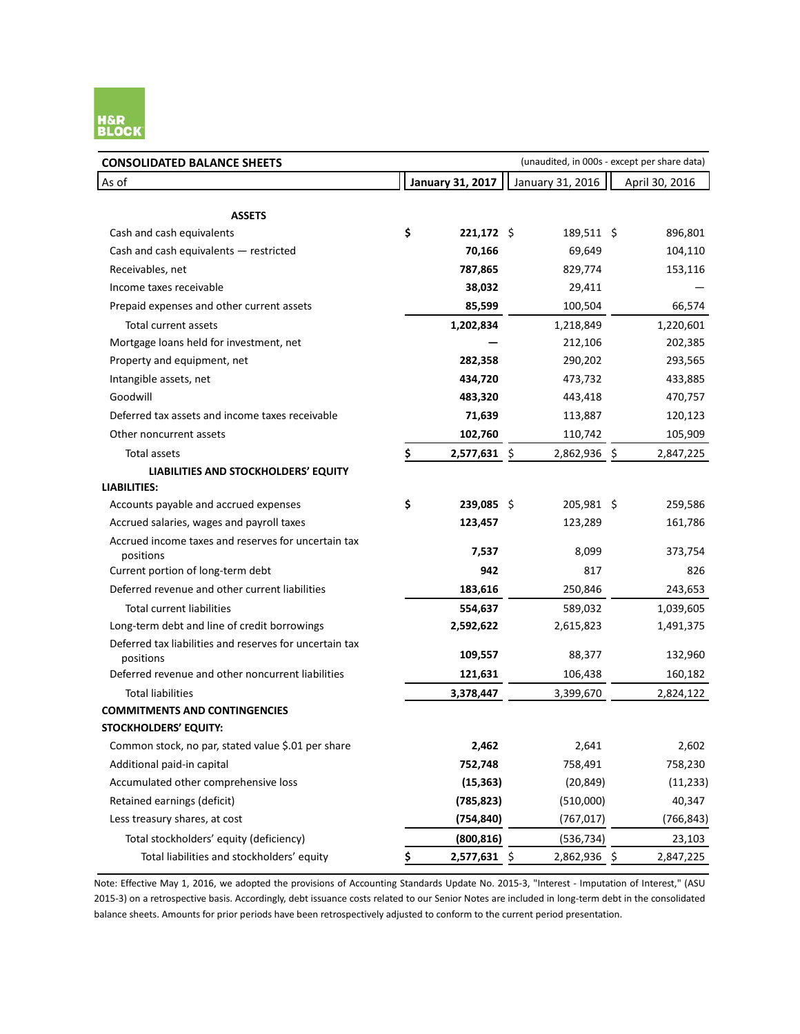H&R BLOCK

**CONSOLIDATED BALANCE SHEETS** (unaudited, in 000s - except per share data)

| As of | January 31, 2017 | January 31, 2016 | April 30, 2016 |
|---|---|---|---|
| **ASSETS** | | | |
| Cash and cash equivalents | **$ 221,172** | $ 189,511 | $ 896,801 |
| Cash and cash equivalents — restricted | **70,166** | 69,649 | 104,110 |
| Receivables, net | **787,865** | 829,774 | 153,116 |
| Income taxes receivable | **38,032** | 29,411 | — |
| Prepaid expenses and other current assets | **85,599** | 100,504 | 66,574 |
| Total current assets | **1,202,834** | 1,218,849 | 1,220,601 |
| Mortgage loans held for investment, net | **—** | 212,106 | 202,385 |
| Property and equipment, net | **282,358** | 290,202 | 293,565 |
| Intangible assets, net | **434,720** | 473,732 | 433,885 |
| Goodwill | **483,320** | 443,418 | 470,757 |
| Deferred tax assets and income taxes receivable | **71,639** | 113,887 | 120,123 |
| Other noncurrent assets | **102,760** | 110,742 | 105,909 |
| Total assets | **$ 2,577,631** | $ 2,862,936 | $ 2,847,225 |
| **LIABILITIES AND STOCKHOLDERS' EQUITY** | | | |
| **LIABILITIES:** | | | |
| Accounts payable and accrued expenses | **$ 239,085** | $ 205,981 | $ 259,586 |
| Accrued salaries, wages and payroll taxes | **123,457** | 123,289 | 161,786 |
| Accrued income taxes and reserves for uncertain tax positions | **7,537** | 8,099 | 373,754 |
| Current portion of long-term debt | **942** | 817 | 826 |
| Deferred revenue and other current liabilities | **183,616** | 250,846 | 243,653 |
| Total current liabilities | **554,637** | 589,032 | 1,039,605 |
| Long-term debt and line of credit borrowings | **2,592,622** | 2,615,823 | 1,491,375 |
| Deferred tax liabilities and reserves for uncertain tax positions | **109,557** | 88,377 | 132,960 |
| Deferred revenue and other noncurrent liabilities | **121,631** | 106,438 | 160,182 |
| Total liabilities | **3,378,447** | 3,399,670 | 2,824,122 |
| **COMMITMENTS AND CONTINGENCIES** | | | |
| **STOCKHOLDERS' EQUITY:** | | | |
| Common stock, no par, stated value $.01 per share | **2,462** | 2,641 | 2,602 |
| Additional paid-in capital | **752,748** | 758,491 | 758,230 |
| Accumulated other comprehensive loss | **(15,363)** | (20,849) | (11,233) |
| Retained earnings (deficit) | **(785,823)** | (510,000) | 40,347 |
| Less treasury shares, at cost | **(754,840)** | (767,017) | (766,843) |
| Total stockholders' equity (deficiency) | **(800,816)** | (536,734) | 23,103 |
| Total liabilities and stockholders' equity | **$ 2,577,631** | $ 2,862,936 | $ 2,847,225 |

Note: Effective May 1, 2016, we adopted the provisions of Accounting Standards Update No. 2015-3, "Interest - Imputation of Interest," (ASU 2015-3) on a retrospective basis. Accordingly, debt issuance costs related to our Senior Notes are included in long-term debt in the consolidated balance sheets. Amounts for prior periods have been retrospectively adjusted to conform to the current period presentation.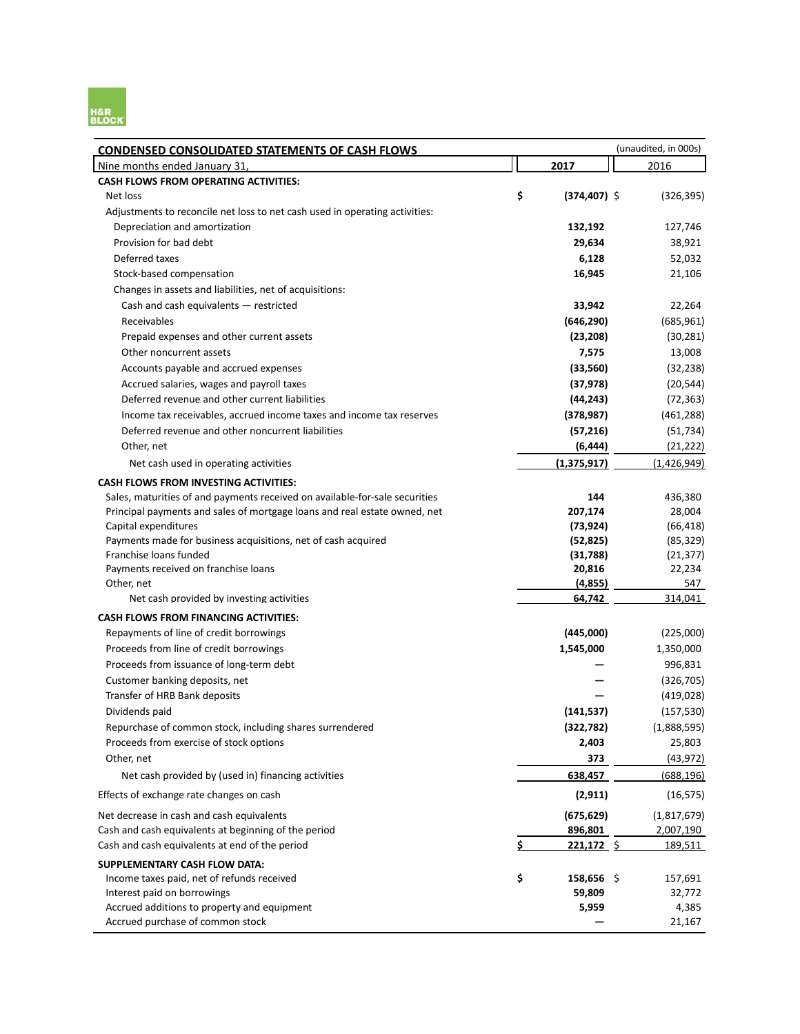H&R BLOCK

## CONDENSED CONSOLIDATED STATEMENTS OF CASH FLOWS

(unaudited, in 000s)

| Nine months ended January 31, | 2017 | 2016 |
|---|---|---|
| **CASH FLOWS FROM OPERATING ACTIVITIES:** | | |
| Net loss | **$ (374,407)** | $ (326,395) |
| Adjustments to reconcile net loss to net cash used in operating activities: | | |
| Depreciation and amortization | **132,192** | 127,746 |
| Provision for bad debt | **29,634** | 38,921 |
| Deferred taxes | **6,128** | 52,032 |
| Stock-based compensation | **16,945** | 21,106 |
| Changes in assets and liabilities, net of acquisitions: | | |
| Cash and cash equivalents — restricted | **33,942** | 22,264 |
| Receivables | **(646,290)** | (685,961) |
| Prepaid expenses and other current assets | **(23,208)** | (30,281) |
| Other noncurrent assets | **7,575** | 13,008 |
| Accounts payable and accrued expenses | **(33,560)** | (32,238) |
| Accrued salaries, wages and payroll taxes | **(37,978)** | (20,544) |
| Deferred revenue and other current liabilities | **(44,243)** | (72,363) |
| Income tax receivables, accrued income taxes and income tax reserves | **(378,987)** | (461,288) |
| Deferred revenue and other noncurrent liabilities | **(57,216)** | (51,734) |
| Other, net | **(6,444)** | (21,222) |
| Net cash used in operating activities | **(1,375,917)** | (1,426,949) |
| **CASH FLOWS FROM INVESTING ACTIVITIES:** | | |
| Sales, maturities of and payments received on available-for-sale securities | **144** | 436,380 |
| Principal payments and sales of mortgage loans and real estate owned, net | **207,174** | 28,004 |
| Capital expenditures | **(73,924)** | (66,418) |
| Payments made for business acquisitions, net of cash acquired | **(52,825)** | (85,329) |
| Franchise loans funded | **(31,788)** | (21,377) |
| Payments received on franchise loans | **20,816** | 22,234 |
| Other, net | **(4,855)** | 547 |
| Net cash provided by investing activities | **64,742** | 314,041 |
| **CASH FLOWS FROM FINANCING ACTIVITIES:** | | |
| Repayments of line of credit borrowings | **(445,000)** | (225,000) |
| Proceeds from line of credit borrowings | **1,545,000** | 1,350,000 |
| Proceeds from issuance of long-term debt | **—** | 996,831 |
| Customer banking deposits, net | **—** | (326,705) |
| Transfer of HRB Bank deposits | **—** | (419,028) |
| Dividends paid | **(141,537)** | (157,530) |
| Repurchase of common stock, including shares surrendered | **(322,782)** | (1,888,595) |
| Proceeds from exercise of stock options | **2,403** | 25,803 |
| Other, net | **373** | (43,972) |
| Net cash provided by (used in) financing activities | **638,457** | (688,196) |
| Effects of exchange rate changes on cash | **(2,911)** | (16,575) |
| Net decrease in cash and cash equivalents | **(675,629)** | (1,817,679) |
| Cash and cash equivalents at beginning of the period | **896,801** | 2,007,190 |
| Cash and cash equivalents at end of the period | **$ 221,172** | $ 189,511 |
| **SUPPLEMENTARY CASH FLOW DATA:** | | |
| Income taxes paid, net of refunds received | **$ 158,656** | $ 157,691 |
| Interest paid on borrowings | **59,809** | 32,772 |
| Accrued additions to property and equipment | **5,959** | 4,385 |
| Accrued purchase of common stock | **—** | 21,167 |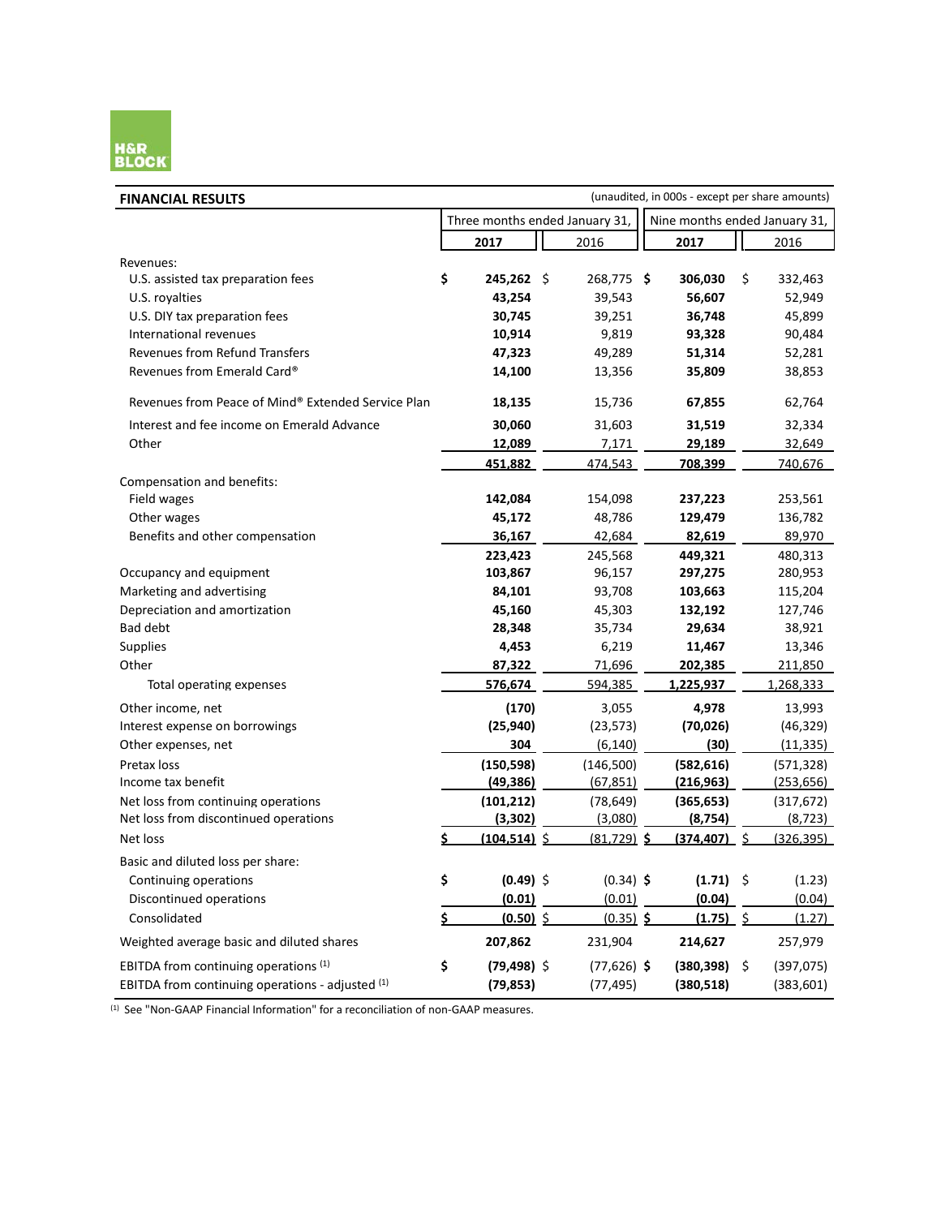H&R BLOCK

**FINANCIAL RESULTS** (unaudited, in 000s - except per share amounts)

| | Three months ended January 31, | | Nine months ended January 31, | |
|---|---|---|---|---|
| | **2017** | 2016 | **2017** | 2016 |
| Revenues: | | | | |
| U.S. assisted tax preparation fees | **$ 245,262** | $ 268,775 | **$ 306,030** | $ 332,463 |
| U.S. royalties | **43,254** | 39,543 | **56,607** | 52,949 |
| U.S. DIY tax preparation fees | **30,745** | 39,251 | **36,748** | 45,899 |
| International revenues | **10,914** | 9,819 | **93,328** | 90,484 |
| Revenues from Refund Transfers | **47,323** | 49,289 | **51,314** | 52,281 |
| Revenues from Emerald Card® | **14,100** | 13,356 | **35,809** | 38,853 |
| Revenues from Peace of Mind® Extended Service Plan | **18,135** | 15,736 | **67,855** | 62,764 |
| Interest and fee income on Emerald Advance | **30,060** | 31,603 | **31,519** | 32,334 |
| Other | **12,089** | 7,171 | **29,189** | 32,649 |
| | **451,882** | 474,543 | **708,399** | 740,676 |
| Compensation and benefits: | | | | |
| Field wages | **142,084** | 154,098 | **237,223** | 253,561 |
| Other wages | **45,172** | 48,786 | **129,479** | 136,782 |
| Benefits and other compensation | **36,167** | 42,684 | **82,619** | 89,970 |
| | **223,423** | 245,568 | **449,321** | 480,313 |
| Occupancy and equipment | **103,867** | 96,157 | **297,275** | 280,953 |
| Marketing and advertising | **84,101** | 93,708 | **103,663** | 115,204 |
| Depreciation and amortization | **45,160** | 45,303 | **132,192** | 127,746 |
| Bad debt | **28,348** | 35,734 | **29,634** | 38,921 |
| Supplies | **4,453** | 6,219 | **11,467** | 13,346 |
| Other | **87,322** | 71,696 | **202,385** | 211,850 |
| Total operating expenses | **576,674** | 594,385 | **1,225,937** | 1,268,333 |
| Other income, net | **(170)** | 3,055 | **4,978** | 13,993 |
| Interest expense on borrowings | **(25,940)** | (23,573) | **(70,026)** | (46,329) |
| Other expenses, net | **304** | (6,140) | **(30)** | (11,335) |
| Pretax loss | **(150,598)** | (146,500) | **(582,616)** | (571,328) |
| Income tax benefit | **(49,386)** | (67,851) | **(216,963)** | (253,656) |
| Net loss from continuing operations | **(101,212)** | (78,649) | **(365,653)** | (317,672) |
| Net loss from discontinued operations | **(3,302)** | (3,080) | **(8,754)** | (8,723) |
| Net loss | **$ (104,514)** | $ (81,729) | **$ (374,407)** | $ (326,395) |
| Basic and diluted loss per share: | | | | |
| Continuing operations | **$ (0.49)** | $ (0.34) | **$ (1.71)** | $ (1.23) |
| Discontinued operations | **(0.01)** | (0.01) | **(0.04)** | (0.04) |
| Consolidated | **$ (0.50)** | $ (0.35) | **$ (1.75)** | $ (1.27) |
| Weighted average basic and diluted shares | **207,862** | 231,904 | **214,627** | 257,979 |
| EBITDA from continuing operations [(1)] | **$ (79,498)** | $ (77,626) | **$ (380,398)** | $ (397,075) |
| EBITDA from continuing operations - adjusted [(1)] | **(79,853)** | (77,495) | **(380,518)** | (383,601) |

[(1)] See "Non-GAAP Financial Information" for a reconciliation of non-GAAP measures.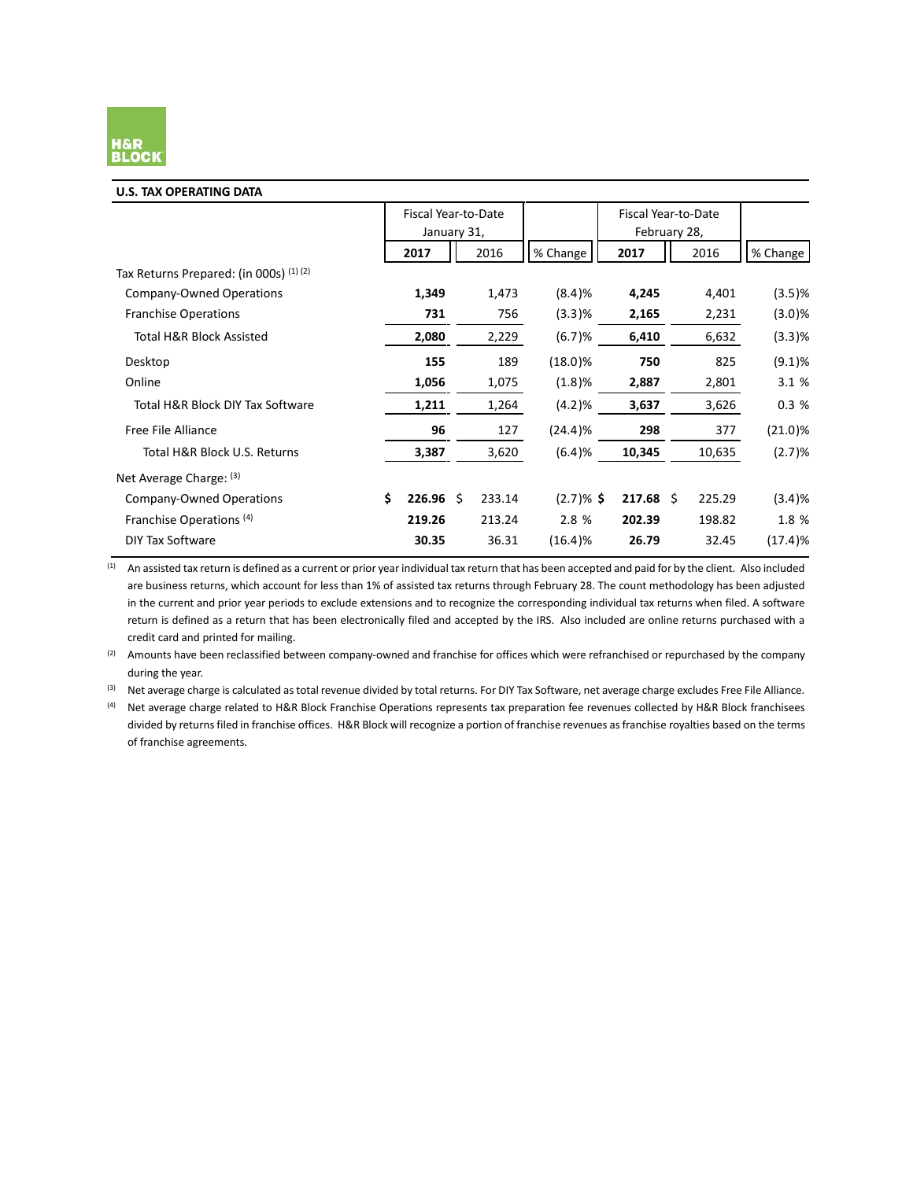## U.S. TAX OPERATING DATA

| | Fiscal Year-to-Date January 31, | | | Fiscal Year-to-Date February 28, | | |
|---|---|---|---|---|---|---|
| | **2017** | 2016 | % Change | **2017** | 2016 | % Change |
| Tax Returns Prepared: (in 000s) [1] [2] | | | | | | |
| Company-Owned Operations | **1,349** | 1,473 | (8.4)% | **4,245** | 4,401 | (3.5)% |
| Franchise Operations | **731** | 756 | (3.3)% | **2,165** | 2,231 | (3.0)% |
| Total H&R Block Assisted | **2,080** | 2,229 | (6.7)% | **6,410** | 6,632 | (3.3)% |
| Desktop | **155** | 189 | (18.0)% | **750** | 825 | (9.1)% |
| Online | **1,056** | 1,075 | (1.8)% | **2,887** | 2,801 | 3.1 % |
| Total H&R Block DIY Tax Software | **1,211** | 1,264 | (4.2)% | **3,637** | 3,626 | 0.3 % |
| Free File Alliance | **96** | 127 | (24.4)% | **298** | 377 | (21.0)% |
| Total H&R Block U.S. Returns | **3,387** | 3,620 | (6.4)% | **10,345** | 10,635 | (2.7)% |
| Net Average Charge: [3] | | | | | | |
| Company-Owned Operations | **$ 226.96** | $ 233.14 | (2.7)% | **$ 217.68** | $ 225.29 | (3.4)% |
| Franchise Operations [4] | **219.26** | 213.24 | 2.8 % | **202.39** | 198.82 | 1.8 % |
| DIY Tax Software | **30.35** | 36.31 | (16.4)% | **26.79** | 32.45 | (17.4)% |

[1] An assisted tax return is defined as a current or prior year individual tax return that has been accepted and paid for by the client. Also included are business returns, which account for less than 1% of assisted tax returns through February 28. The count methodology has been adjusted in the current and prior year periods to exclude extensions and to recognize the corresponding individual tax returns when filed. A software return is defined as a return that has been electronically filed and accepted by the IRS. Also included are online returns purchased with a credit card and printed for mailing.

[2] Amounts have been reclassified between company-owned and franchise for offices which were refranchised or repurchased by the company during the year.

[3] Net average charge is calculated as total revenue divided by total returns. For DIY Tax Software, net average charge excludes Free File Alliance.

[4] Net average charge related to H&R Block Franchise Operations represents tax preparation fee revenues collected by H&R Block franchisees divided by returns filed in franchise offices. H&R Block will recognize a portion of franchise revenues as franchise royalties based on the terms of franchise agreements.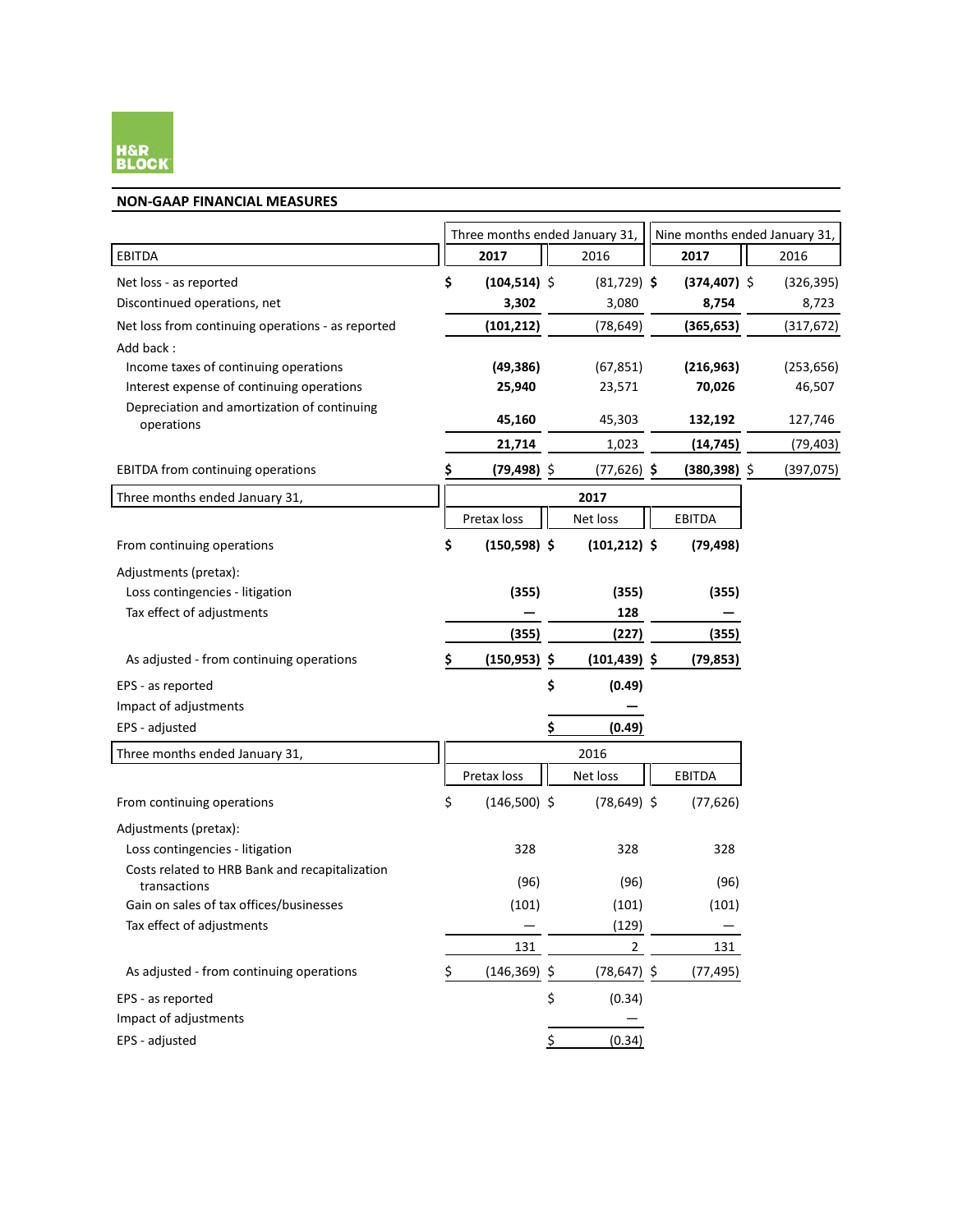H&R BLOCK

## NON-GAAP FINANCIAL MEASURES

| EBITDA | Three months ended January 31, 2017 | Three months ended January 31, 2016 | Nine months ended January 31, 2017 | Nine months ended January 31, 2016 |
|---|---|---|---|---|
| Net loss - as reported | $ (104,514) | $ (81,729) | $ (374,407) | $ (326,395) |
| Discontinued operations, net | 3,302 | 3,080 | 8,754 | 8,723 |
| Net loss from continuing operations - as reported | (101,212) | (78,649) | (365,653) | (317,672) |
| Add back : | | | | |
| Income taxes of continuing operations | (49,386) | (67,851) | (216,963) | (253,656) |
| Interest expense of continuing operations | 25,940 | 23,571 | 70,026 | 46,507 |
| Depreciation and amortization of continuing operations | 45,160 | 45,303 | 132,192 | 127,746 |
| | 21,714 | 1,023 | (14,745) | (79,403) |
| EBITDA from continuing operations | $ (79,498) | $ (77,626) | $ (380,398) | $ (397,075) |

| Three months ended January 31, | 2017 | | |
|---|---|---|---|
| | Pretax loss | Net loss | EBITDA |
| From continuing operations | $ (150,598) | $ (101,212) | $ (79,498) |
| Adjustments (pretax): | | | |
| Loss contingencies - litigation | (355) | (355) | (355) |
| Tax effect of adjustments | — | 128 | — |
| | (355) | (227) | (355) |
| As adjusted - from continuing operations | $ (150,953) | $ (101,439) | $ (79,853) |
| EPS - as reported | | $ (0.49) | |
| Impact of adjustments | | — | |
| EPS - adjusted | | $ (0.49) | |

| Three months ended January 31, | 2016 | | |
|---|---|---|---|
| | Pretax loss | Net loss | EBITDA |
| From continuing operations | $ (146,500) | $ (78,649) | $ (77,626) |
| Adjustments (pretax): | | | |
| Loss contingencies - litigation | 328 | 328 | 328 |
| Costs related to HRB Bank and recapitalization transactions | (96) | (96) | (96) |
| Gain on sales of tax offices/businesses | (101) | (101) | (101) |
| Tax effect of adjustments | — | (129) | — |
| | 131 | 2 | 131 |
| As adjusted - from continuing operations | $ (146,369) | $ (78,647) | $ (77,495) |
| EPS - as reported | | $ (0.34) | |
| Impact of adjustments | | — | |
| EPS - adjusted | | $ (0.34) | |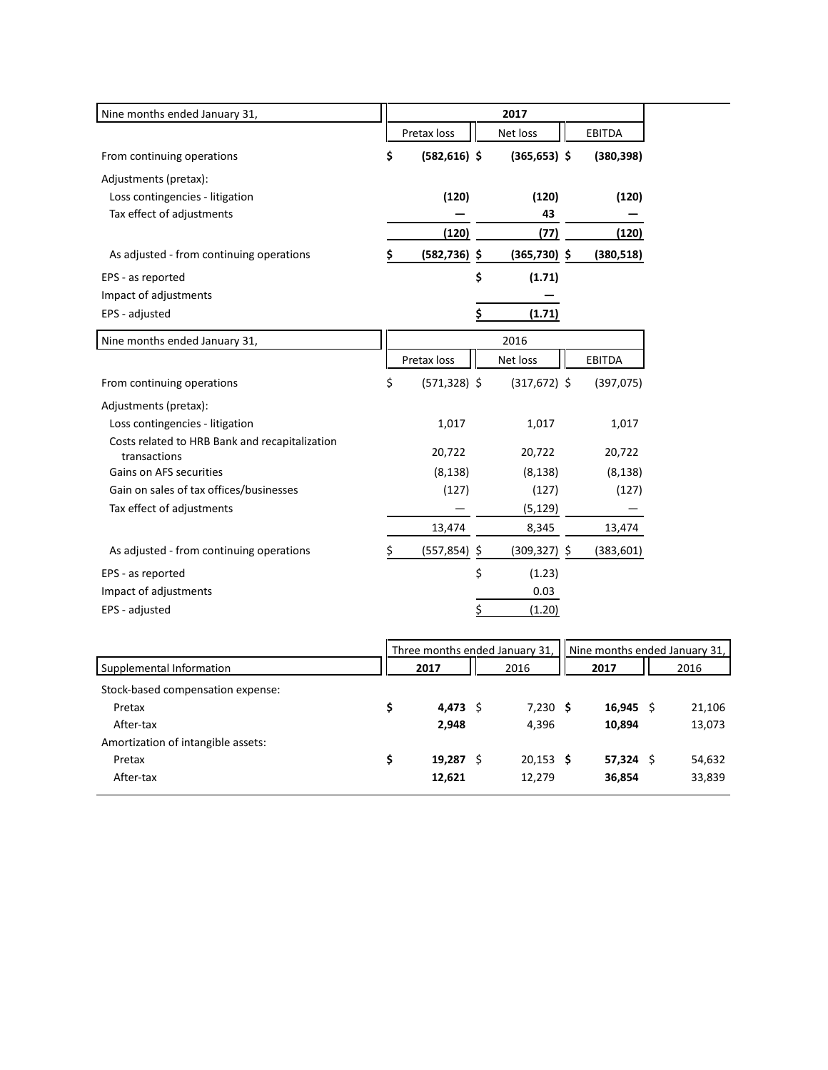| Nine months ended January 31, | 2017 | | |
|---|---|---|---|
| | Pretax loss | Net loss | EBITDA |
| From continuing operations | $ (582,616) | $ (365,653) | $ (380,398) |
| Adjustments (pretax): | | | |
| Loss contingencies - litigation | (120) | (120) | (120) |
| Tax effect of adjustments | — | 43 | — |
| | (120) | (77) | (120) |
| As adjusted - from continuing operations | $ (582,736) | $ (365,730) | $ (380,518) |
| EPS - as reported | | $ (1.71) | |
| Impact of adjustments | | — | |
| EPS - adjusted | | $ (1.71) | |

| Nine months ended January 31, | 2016 | | |
|---|---|---|---|
| | Pretax loss | Net loss | EBITDA |
| From continuing operations | $ (571,328) | $ (317,672) | $ (397,075) |
| Adjustments (pretax): | | | |
| Loss contingencies - litigation | 1,017 | 1,017 | 1,017 |
| Costs related to HRB Bank and recapitalization transactions | 20,722 | 20,722 | 20,722 |
| Gains on AFS securities | (8,138) | (8,138) | (8,138) |
| Gain on sales of tax offices/businesses | (127) | (127) | (127) |
| Tax effect of adjustments | — | (5,129) | — |
| | 13,474 | 8,345 | 13,474 |
| As adjusted - from continuing operations | $ (557,854) | $ (309,327) | $ (383,601) |
| EPS - as reported | | $ (1.23) | |
| Impact of adjustments | | 0.03 | |
| EPS - adjusted | | $ (1.20) | |

| | Three months ended January 31, | | Nine months ended January 31, | |
|---|---|---|---|---|
| Supplemental Information | 2017 | 2016 | 2017 | 2016 |
| Stock-based compensation expense: | | | | |
| Pretax | $ 4,473 | $ 7,230 | $ 16,945 | $ 21,106 |
| After-tax | 2,948 | 4,396 | 10,894 | 13,073 |
| Amortization of intangible assets: | | | | |
| Pretax | $ 19,287 | $ 20,153 | $ 57,324 | $ 54,632 |
| After-tax | 12,621 | 12,279 | 36,854 | 33,839 |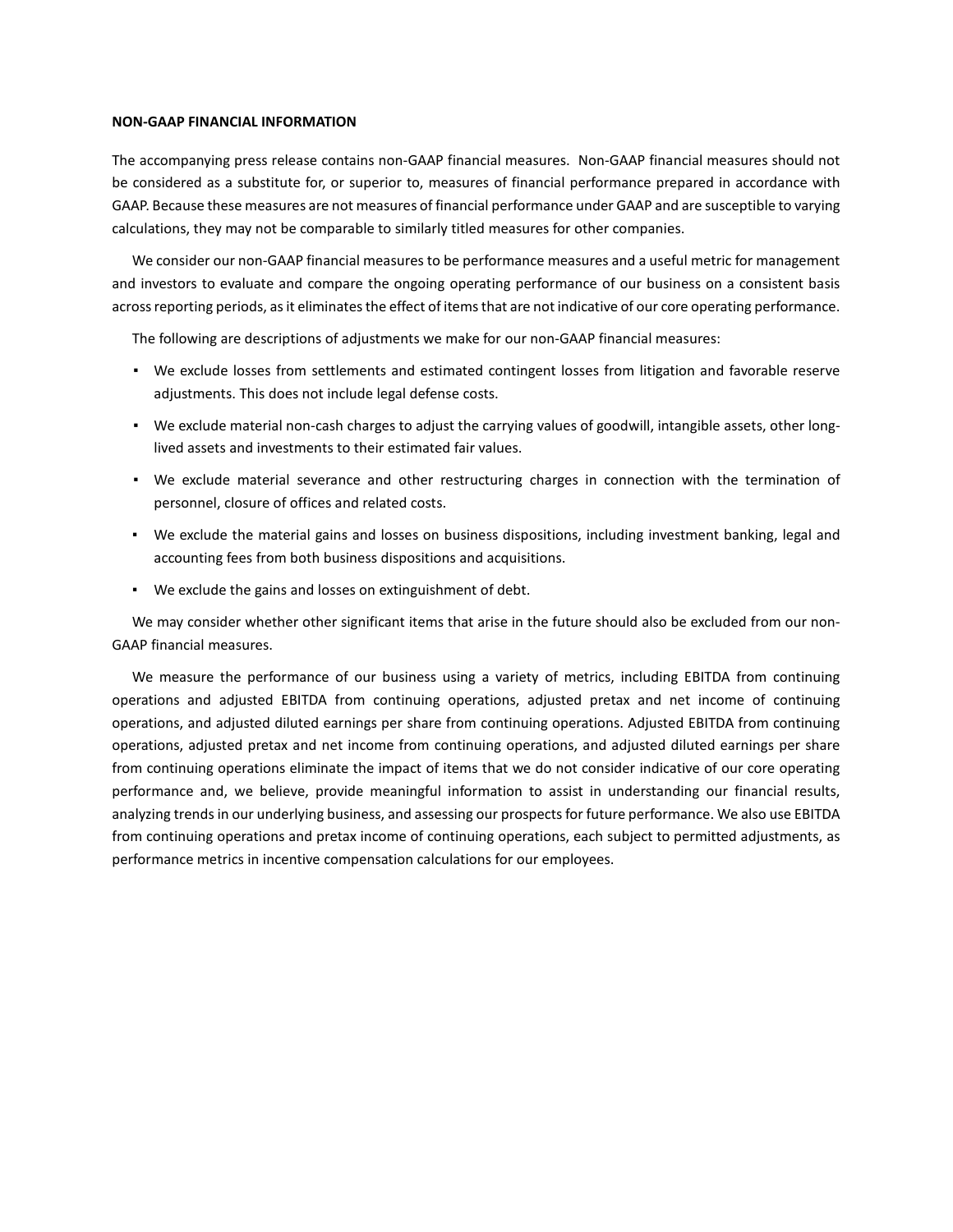**NON-GAAP FINANCIAL INFORMATION**

The accompanying press release contains non-GAAP financial measures. Non-GAAP financial measures should not be considered as a substitute for, or superior to, measures of financial performance prepared in accordance with GAAP. Because these measures are not measures of financial performance under GAAP and are susceptible to varying calculations, they may not be comparable to similarly titled measures for other companies.

We consider our non-GAAP financial measures to be performance measures and a useful metric for management and investors to evaluate and compare the ongoing operating performance of our business on a consistent basis across reporting periods, as it eliminates the effect of items that are not indicative of our core operating performance.

The following are descriptions of adjustments we make for our non-GAAP financial measures:

- We exclude losses from settlements and estimated contingent losses from litigation and favorable reserve adjustments. This does not include legal defense costs.
- We exclude material non-cash charges to adjust the carrying values of goodwill, intangible assets, other long-lived assets and investments to their estimated fair values.
- We exclude material severance and other restructuring charges in connection with the termination of personnel, closure of offices and related costs.
- We exclude the material gains and losses on business dispositions, including investment banking, legal and accounting fees from both business dispositions and acquisitions.
- We exclude the gains and losses on extinguishment of debt.

We may consider whether other significant items that arise in the future should also be excluded from our non-GAAP financial measures.

We measure the performance of our business using a variety of metrics, including EBITDA from continuing operations and adjusted EBITDA from continuing operations, adjusted pretax and net income of continuing operations, and adjusted diluted earnings per share from continuing operations. Adjusted EBITDA from continuing operations, adjusted pretax and net income from continuing operations, and adjusted diluted earnings per share from continuing operations eliminate the impact of items that we do not consider indicative of our core operating performance and, we believe, provide meaningful information to assist in understanding our financial results, analyzing trends in our underlying business, and assessing our prospects for future performance. We also use EBITDA from continuing operations and pretax income of continuing operations, each subject to permitted adjustments, as performance metrics in incentive compensation calculations for our employees.